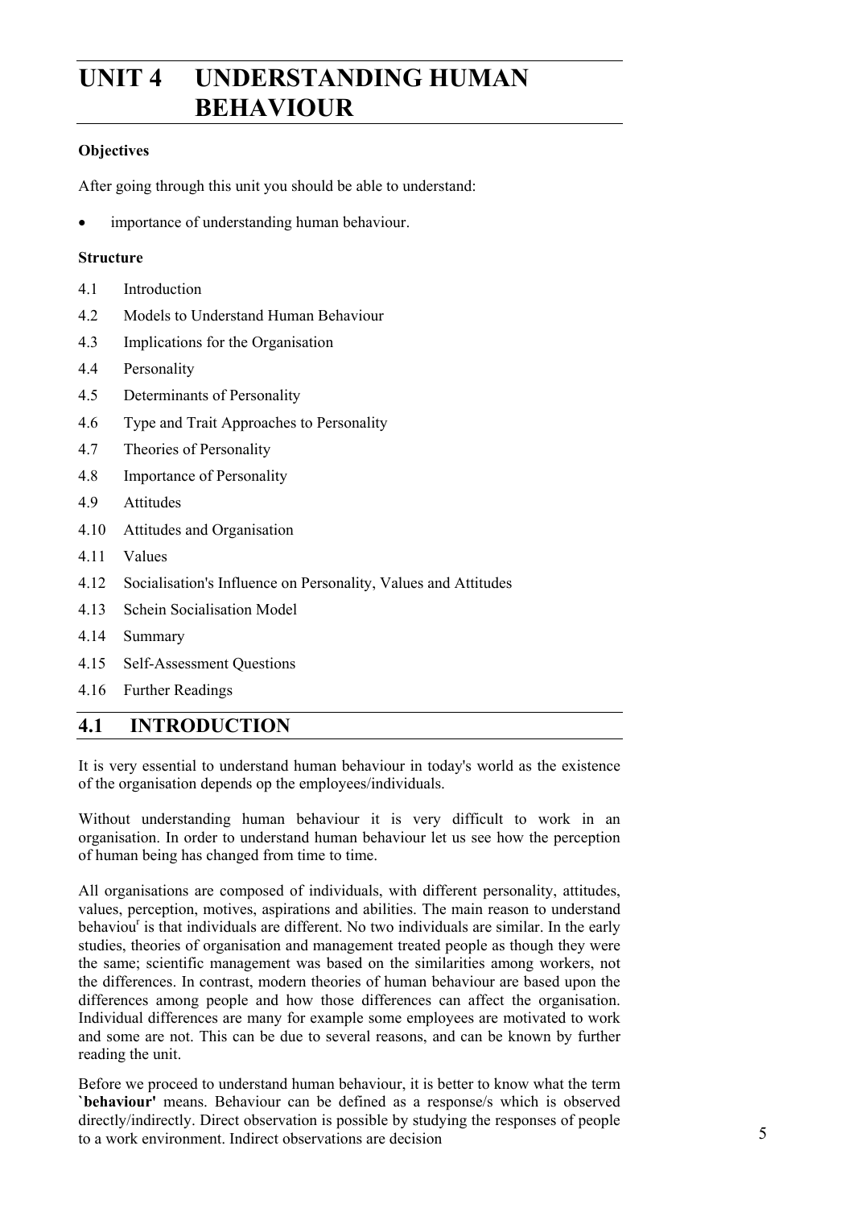# UNIT 4 UNDERSTANDING HUMAN BEHAVIOUR

**Objectives**

After going through this unit you should be able to understand:

- importance of understanding human behaviour.

**Structure**

4.1 Introduction

4.2 Models to Understand Human Behaviour

4.3 Implications for the Organisation

4.4 Personality

4.5 Determinants of Personality

4.6 Type and Trait Approaches to Personality

4.7 Theories of Personality

4.8 Importance of Personality

4.9 Attitudes

4.10 Attitudes and Organisation

4.11 Values

4.12 Socialisation's Influence on Personality, Values and Attitudes

4.13 Schein Socialisation Model

4.14 Summary

4.15 Self-Assessment Questions

4.16 Further Readings

## 4.1 INTRODUCTION

It is very essential to understand human behaviour in today's world as the existence of the organisation depends op the employees/individuals.

Without understanding human behaviour it is very difficult to work in an organisation. In order to understand human behaviour let us see how the perception of human being has changed from time to time.

All organisations are composed of individuals, with different personality, attitudes, values, perception, motives, aspirations and abilities. The main reason to understand behaviour is that individuals are different. No two individuals are similar. In the early studies, theories of organisation and management treated people as though they were the same; scientific management was based on the similarities among workers, not the differences. In contrast, modern theories of human behaviour are based upon the differences among people and how those differences can affect the organisation. Individual differences are many for example some employees are motivated to work and some are not. This can be due to several reasons, and can be known by further reading the unit.

Before we proceed to understand human behaviour, it is better to know what the term `**behaviour'** means. Behaviour can be defined as a response/s which is observed directly/indirectly. Direct observation is possible by studying the responses of people to a work environment. Indirect observations are decision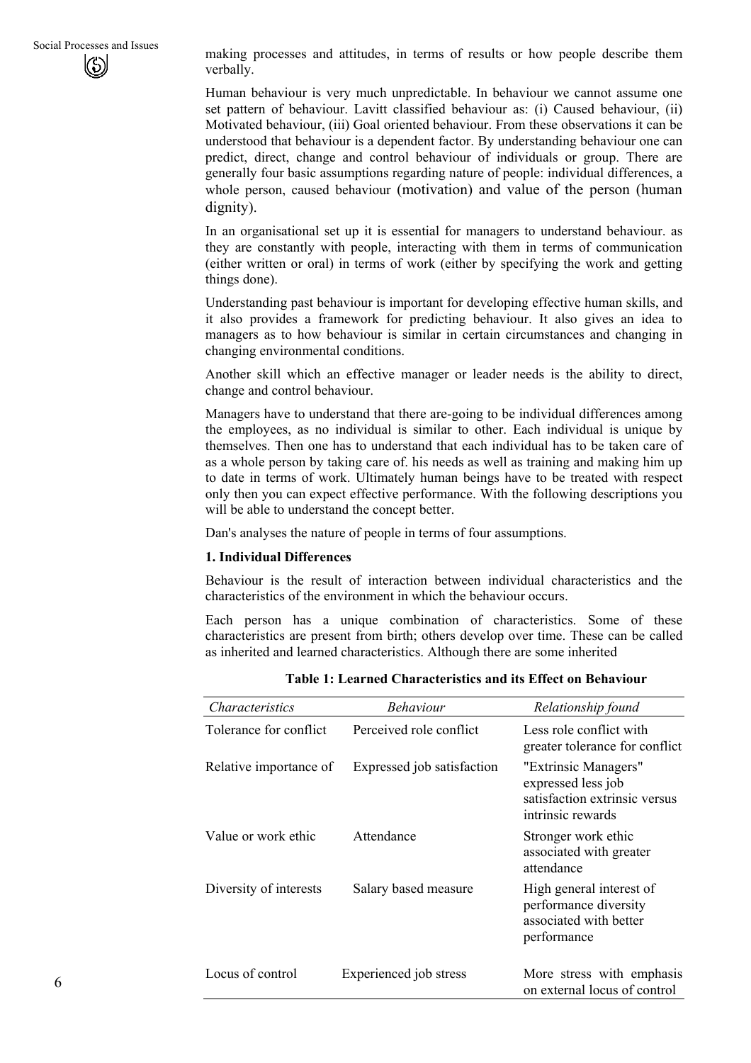making processes and attitudes, in terms of results or how people describe them verbally.

Human behaviour is very much unpredictable. In behaviour we cannot assume one set pattern of behaviour. Lavitt classified behaviour as: (i) Caused behaviour, (ii) Motivated behaviour, (iii) Goal oriented behaviour. From these observations it can be understood that behaviour is a dependent factor. By understanding behaviour one can predict, direct, change and control behaviour of individuals or group. There are generally four basic assumptions regarding nature of people: individual differences, a whole person, caused behaviour (motivation) and value of the person (human dignity).

In an organisational set up it is essential for managers to understand behaviour. as they are constantly with people, interacting with them in terms of communication (either written or oral) in terms of work (either by specifying the work and getting things done).

Understanding past behaviour is important for developing effective human skills, and it also provides a framework for predicting behaviour. It also gives an idea to managers as to how behaviour is similar in certain circumstances and changing in changing environmental conditions.

Another skill which an effective manager or leader needs is the ability to direct, change and control behaviour.

Managers have to understand that there are-going to be individual differences among the employees, as no individual is similar to other. Each individual is unique by themselves. Then one has to understand that each individual has to be taken care of as a whole person by taking care of. his needs as well as training and making him up to date in terms of work. Ultimately human beings have to be treated with respect only then you can expect effective performance. With the following descriptions you will be able to understand the concept better.

Dan's analyses the nature of people in terms of four assumptions.

**1. Individual Differences**

Behaviour is the result of interaction between individual characteristics and the characteristics of the environment in which the behaviour occurs.

Each person has a unique combination of characteristics. Some of these characteristics are present from birth; others develop over time. These can be called as inherited and learned characteristics. Although there are some inherited

**Table 1: Learned Characteristics and its Effect on Behaviour**

| *Characteristics* | *Behaviour* | *Relationship found* |
|---|---|---|
| Tolerance for conflict | Perceived role conflict | Less role conflict with greater tolerance for conflict |
| Relative importance of | Expressed job satisfaction | "Extrinsic Managers" expressed less job satisfaction extrinsic versus intrinsic rewards |
| Value or work ethic | Attendance | Stronger work ethic associated with greater attendance |
| Diversity of interests | Salary based measure | High general interest of performance diversity associated with better performance |
| Locus of control | Experienced job stress | More stress with emphasis on external locus of control |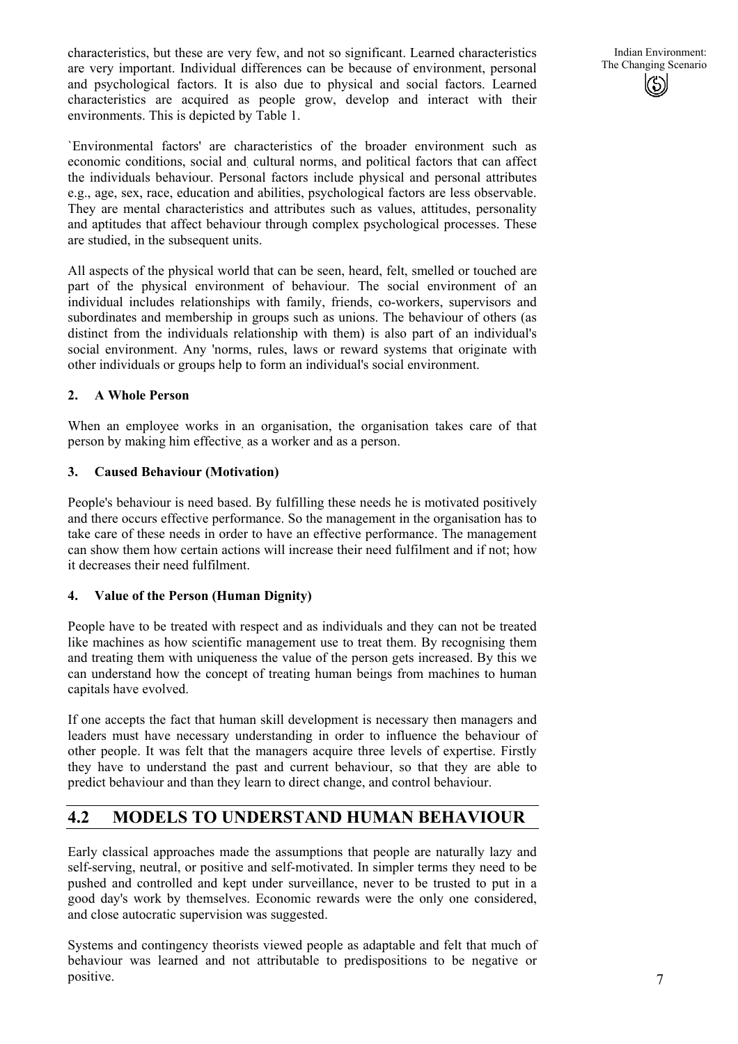characteristics, but these are very few, and not so significant. Learned characteristics are very important. Individual differences can be because of environment, personal and psychological factors. It is also due to physical and social factors. Learned characteristics are acquired as people grow, develop and interact with their environments. This is depicted by Table 1.

`Environmental factors' are characteristics of the broader environment such as economic conditions, social and cultural norms, and political factors that can affect the individuals behaviour. Personal factors include physical and personal attributes e.g., age, sex, race, education and abilities, psychological factors are less observable. They are mental characteristics and attributes such as values, attitudes, personality and aptitudes that affect behaviour through complex psychological processes. These are studied, in the subsequent units.

All aspects of the physical world that can be seen, heard, felt, smelled or touched are part of the physical environment of behaviour. The social environment of an individual includes relationships with family, friends, co-workers, supervisors and subordinates and membership in groups such as unions. The behaviour of others (as distinct from the individuals relationship with them) is also part of an individual's social environment. Any 'norms, rules, laws or reward systems that originate with other individuals or groups help to form an individual's social environment.

**2. A Whole Person**

When an employee works in an organisation, the organisation takes care of that person by making him effective as a worker and as a person.

**3. Caused Behaviour (Motivation)**

People's behaviour is need based. By fulfilling these needs he is motivated positively and there occurs effective performance. So the management in the organisation has to take care of these needs in order to have an effective performance. The management can show them how certain actions will increase their need fulfilment and if not; how it decreases their need fulfilment.

**4. Value of the Person (Human Dignity)**

People have to be treated with respect and as individuals and they can not be treated like machines as how scientific management use to treat them. By recognising them and treating them with uniqueness the value of the person gets increased. By this we can understand how the concept of treating human beings from machines to human capitals have evolved.

If one accepts the fact that human skill development is necessary then managers and leaders must have necessary understanding in order to influence the behaviour of other people. It was felt that the managers acquire three levels of expertise. Firstly they have to understand the past and current behaviour, so that they are able to predict behaviour and than they learn to direct change, and control behaviour.

## 4.2 MODELS TO UNDERSTAND HUMAN BEHAVIOUR

Early classical approaches made the assumptions that people are naturally lazy and self-serving, neutral, or positive and self-motivated. In simpler terms they need to be pushed and controlled and kept under surveillance, never to be trusted to put in a good day's work by themselves. Economic rewards were the only one considered, and close autocratic supervision was suggested.

Systems and contingency theorists viewed people as adaptable and felt that much of behaviour was learned and not attributable to predispositions to be negative or positive.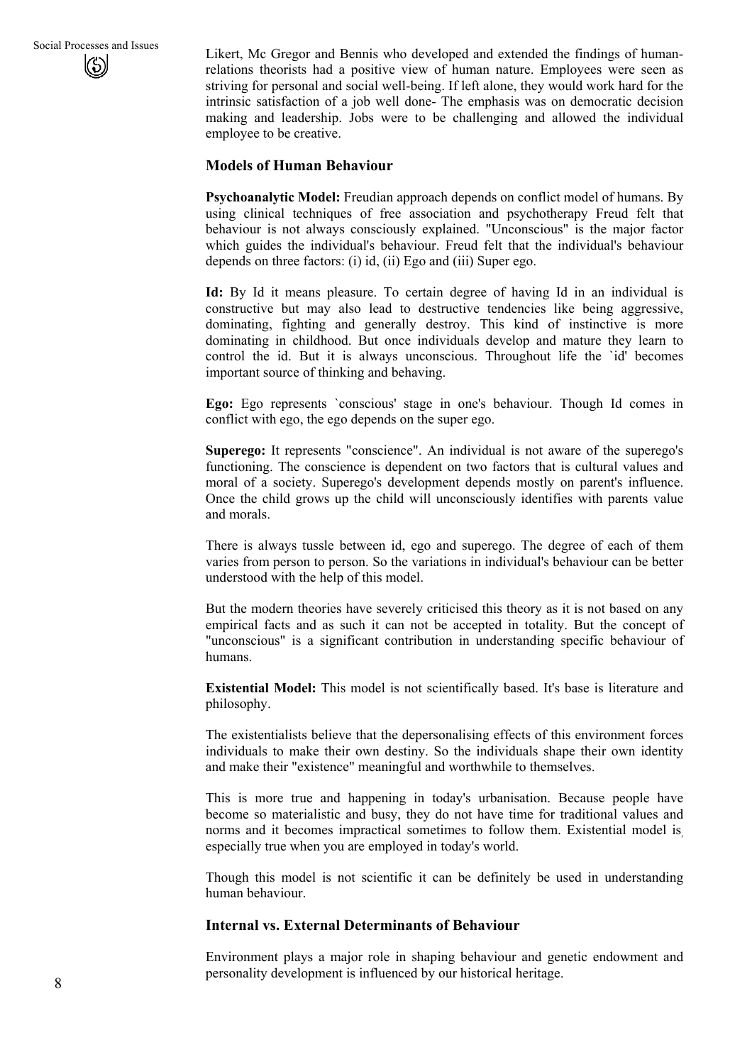Likert, Mc Gregor and Bennis who developed and extended the findings of human-relations theorists had a positive view of human nature. Employees were seen as striving for personal and social well-being. If left alone, they would work hard for the intrinsic satisfaction of a job well done- The emphasis was on democratic decision making and leadership. Jobs were to be challenging and allowed the individual employee to be creative.

### Models of Human Behaviour

**Psychoanalytic Model:** Freudian approach depends on conflict model of humans. By using clinical techniques of free association and psychotherapy Freud felt that behaviour is not always consciously explained. "Unconscious" is the major factor which guides the individual's behaviour. Freud felt that the individual's behaviour depends on three factors: (i) id, (ii) Ego and (iii) Super ego.

**Id:** By Id it means pleasure. To certain degree of having Id in an individual is constructive but may also lead to destructive tendencies like being aggressive, dominating, fighting and generally destroy. This kind of instinctive is more dominating in childhood. But once individuals develop and mature they learn to control the id. But it is always unconscious. Throughout life the `id' becomes important source of thinking and behaving.

**Ego:** Ego represents `conscious' stage in one's behaviour. Though Id comes in conflict with ego, the ego depends on the super ego.

**Superego:** It represents "conscience". An individual is not aware of the superego's functioning. The conscience is dependent on two factors that is cultural values and moral of a society. Superego's development depends mostly on parent's influence. Once the child grows up the child will unconsciously identifies with parents value and morals.

There is always tussle between id, ego and superego. The degree of each of them varies from person to person. So the variations in individual's behaviour can be better understood with the help of this model.

But the modern theories have severely criticised this theory as it is not based on any empirical facts and as such it can not be accepted in totality. But the concept of "unconscious" is a significant contribution in understanding specific behaviour of humans.

**Existential Model:** This model is not scientifically based. It's base is literature and philosophy.

The existentialists believe that the depersonalising effects of this environment forces individuals to make their own destiny. So the individuals shape their own identity and make their "existence" meaningful and worthwhile to themselves.

This is more true and happening in today's urbanisation. Because people have become so materialistic and busy, they do not have time for traditional values and norms and it becomes impractical sometimes to follow them. Existential model is, especially true when you are employed in today's world.

Though this model is not scientific it can be definitely be used in understanding human behaviour.

### Internal vs. External Determinants of Behaviour

Environment plays a major role in shaping behaviour and genetic endowment and personality development is influenced by our historical heritage.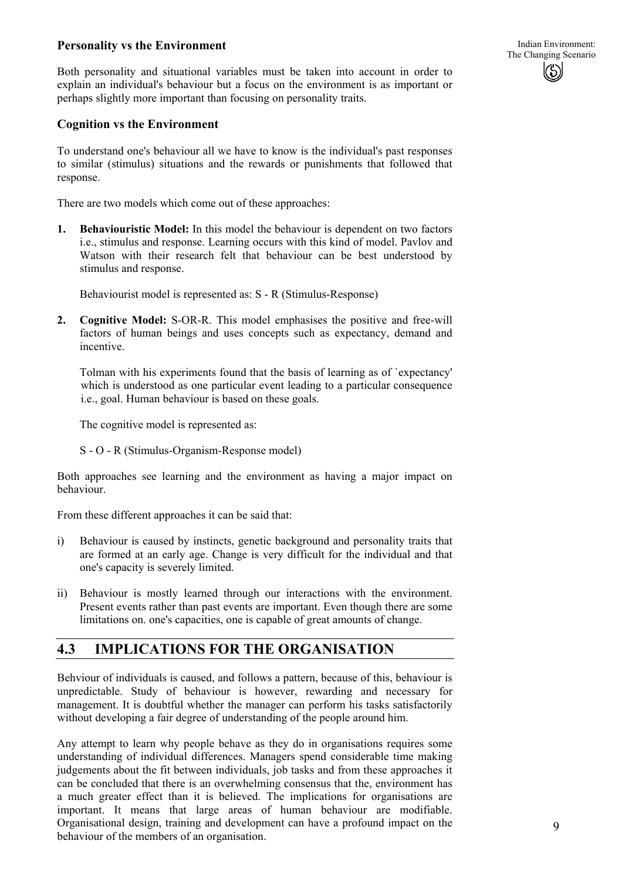**Personality vs the Environment**

Both personality and situational variables must be taken into account in order to explain an individual's behaviour but a focus on the environment is as important or perhaps slightly more important than focusing on personality traits.

**Cognition vs the Environment**

To understand one's behaviour all we have to know is the individual's past responses to similar (stimulus) situations and the rewards or punishments that followed that response.

There are two models which come out of these approaches:

1. **Behaviouristic Model:** In this model the behaviour is dependent on two factors i.e., stimulus and response. Learning occurs with this kind of model. Pavlov and Watson with their research felt that behaviour can be best understood by stimulus and response.

   Behaviourist model is represented as: S - R (Stimulus-Response)

2. **Cognitive Model:** S-OR-R. This model emphasises the positive and free-will factors of human beings and uses concepts such as expectancy, demand and incentive.

   Tolman with his experiments found that the basis of learning as of `expectancy' which is understood as one particular event leading to a particular consequence i.e., goal. Human behaviour is based on these goals.

   The cognitive model is represented as:

   S - O - R (Stimulus-Organism-Response model)

Both approaches see learning and the environment as having a major impact on behaviour.

From these different approaches it can be said that:

i) Behaviour is caused by instincts, genetic background and personality traits that are formed at an early age. Change is very difficult for the individual and that one's capacity is severely limited.

ii) Behaviour is mostly learned through our interactions with the environment. Present events rather than past events are important. Even though there are some limitations on. one's capacities, one is capable of great amounts of change.

## 4.3 IMPLICATIONS FOR THE ORGANISATION

Behviour of individuals is caused, and follows a pattern, because of this, behaviour is unpredictable. Study of behaviour is however, rewarding and necessary for management. It is doubtful whether the manager can perform his tasks satisfactorily without developing a fair degree of understanding of the people around him.

Any attempt to learn why people behave as they do in organisations requires some understanding of individual differences. Managers spend considerable time making judgements about the fit between individuals, job tasks and from these approaches it can be concluded that there is an overwhelming consensus that the, environment has a much greater effect than it is believed. The implications for organisations are important. It means that large areas of human behaviour are modifiable. Organisational design, training and development can have a profound impact on the behaviour of the members of an organisation.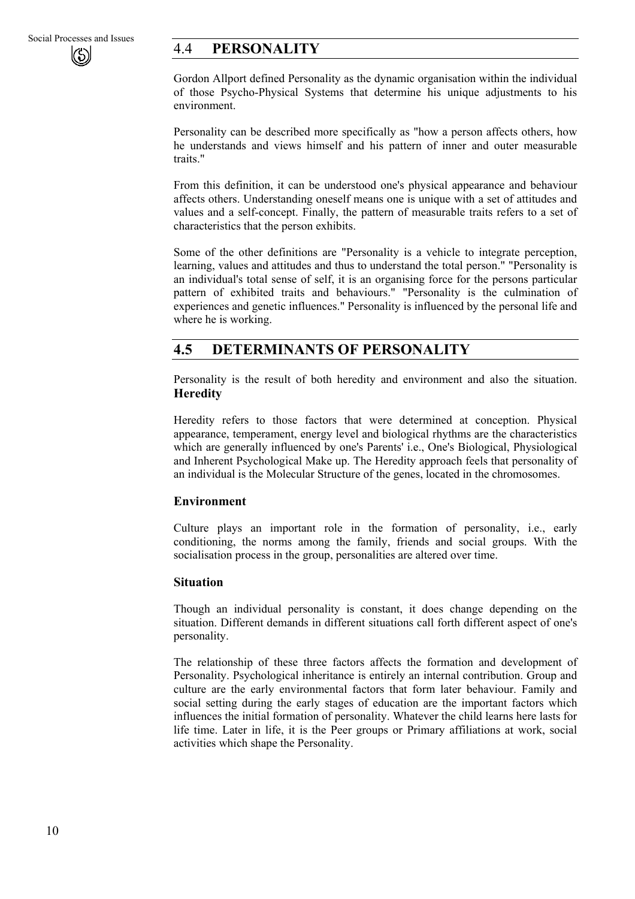## 4.4 PERSONALITY

Gordon Allport defined Personality as the dynamic organisation within the individual of those Psycho-Physical Systems that determine his unique adjustments to his environment.

Personality can be described more specifically as "how a person affects others, how he understands and views himself and his pattern of inner and outer measurable traits."

From this definition, it can be understood one's physical appearance and behaviour affects others. Understanding oneself means one is unique with a set of attitudes and values and a self-concept. Finally, the pattern of measurable traits refers to a set of characteristics that the person exhibits.

Some of the other definitions are "Personality is a vehicle to integrate perception, learning, values and attitudes and thus to understand the total person." "Personality is an individual's total sense of self, it is an organising force for the persons particular pattern of exhibited traits and behaviours." "Personality is the culmination of experiences and genetic influences." Personality is influenced by the personal life and where he is working.

## 4.5 DETERMINANTS OF PERSONALITY

Personality is the result of both heredity and environment and also the situation.

### Heredity

Heredity refers to those factors that were determined at conception. Physical appearance, temperament, energy level and biological rhythms are the characteristics which are generally influenced by one's Parents' i.e., One's Biological, Physiological and Inherent Psychological Make up. The Heredity approach feels that personality of an individual is the Molecular Structure of the genes, located in the chromosomes.

### Environment

Culture plays an important role in the formation of personality, i.e., early conditioning, the norms among the family, friends and social groups. With the socialisation process in the group, personalities are altered over time.

### Situation

Though an individual personality is constant, it does change depending on the situation. Different demands in different situations call forth different aspect of one's personality.

The relationship of these three factors affects the formation and development of Personality. Psychological inheritance is entirely an internal contribution. Group and culture are the early environmental factors that form later behaviour. Family and social setting during the early stages of education are the important factors which influences the initial formation of personality. Whatever the child learns here lasts for life time. Later in life, it is the Peer groups or Primary affiliations at work, social activities which shape the Personality.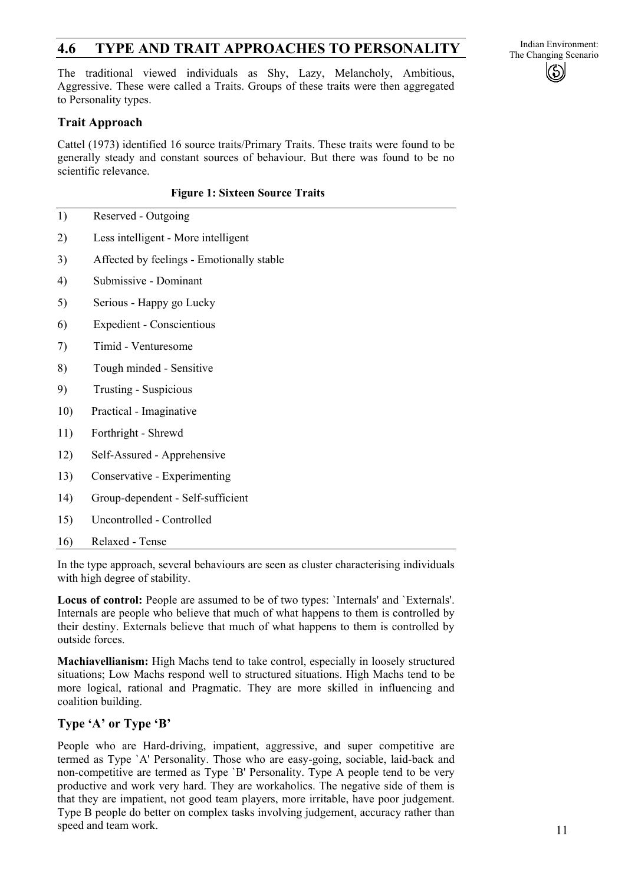## 4.6 TYPE AND TRAIT APPROACHES TO PERSONALITY

The traditional viewed individuals as Shy, Lazy, Melancholy, Ambitious, Aggressive. These were called a Traits. Groups of these traits were then aggregated to Personality types.

### Trait Approach

Cattel (1973) identified 16 source traits/Primary Traits. These traits were found to be generally steady and constant sources of behaviour. But there was found to be no scientific relevance.

**Figure 1: Sixteen Source Traits**

1) Reserved - Outgoing
2) Less intelligent - More intelligent
3) Affected by feelings - Emotionally stable
4) Submissive - Dominant
5) Serious - Happy go Lucky
6) Expedient - Conscientious
7) Timid - Venturesome
8) Tough minded - Sensitive
9) Trusting - Suspicious
10) Practical - Imaginative
11) Forthright - Shrewd
12) Self-Assured - Apprehensive
13) Conservative - Experimenting
14) Group-dependent - Self-sufficient
15) Uncontrolled - Controlled
16) Relaxed - Tense

In the type approach, several behaviours are seen as cluster characterising individuals with high degree of stability.

**Locus of control:** People are assumed to be of two types: `Internals' and `Externals'. Internals are people who believe that much of what happens to them is controlled by their destiny. Externals believe that much of what happens to them is controlled by outside forces.

**Machiavellianism:** High Machs tend to take control, especially in loosely structured situations; Low Machs respond well to structured situations. High Machs tend to be more logical, rational and Pragmatic. They are more skilled in influencing and coalition building.

### Type 'A' or Type 'B'

People who are Hard-driving, impatient, aggressive, and super competitive are termed as Type `A' Personality. Those who are easy-going, sociable, laid-back and non-competitive are termed as Type `B' Personality. Type A people tend to be very productive and work very hard. They are workaholics. The negative side of them is that they are impatient, not good team players, more irritable, have poor judgement. Type B people do better on complex tasks involving judgement, accuracy rather than speed and team work.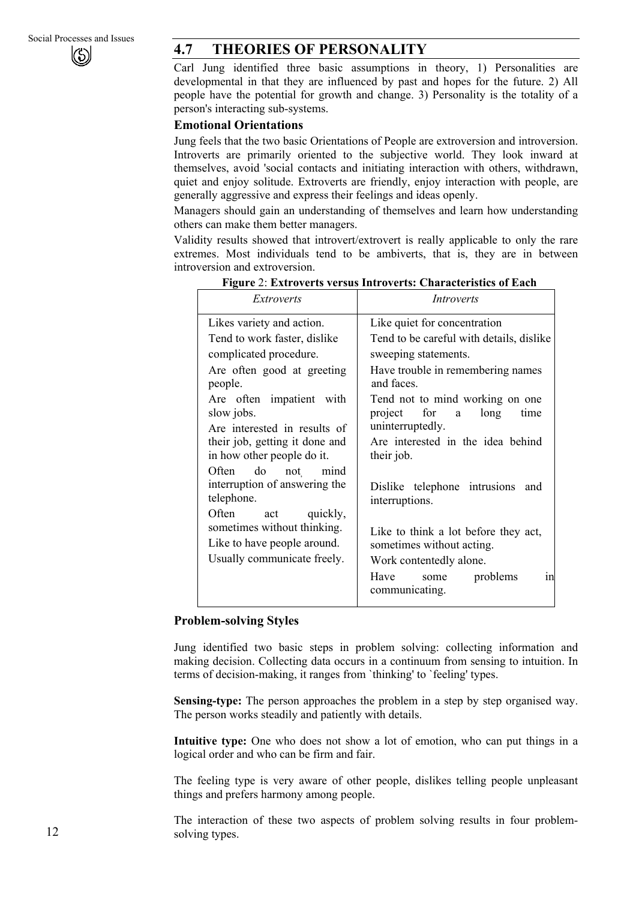## 4.7 THEORIES OF PERSONALITY

Carl Jung identified three basic assumptions in theory, 1) Personalities are developmental in that they are influenced by past and hopes for the future. 2) All people have the potential for growth and change. 3) Personality is the totality of a person's interacting sub-systems.

### Emotional Orientations

Jung feels that the two basic Orientations of People are extroversion and introversion. Introverts are primarily oriented to the subjective world. They look inward at themselves, avoid 'social contacts and initiating interaction with others, withdrawn, quiet and enjoy solitude. Extroverts are friendly, enjoy interaction with people, are generally aggressive and express their feelings and ideas openly.

Managers should gain an understanding of themselves and learn how understanding others can make them better managers.

Validity results showed that introvert/extrovert is really applicable to only the rare extremes. Most individuals tend to be ambiverts, that is, they are in between introversion and extroversion.

**Figure 2: Extroverts versus Introverts: Characteristics of Each**

| *Extroverts* | *Introverts* |
|---|---|
| Likes variety and action. | Like quiet for concentration |
| Tend to work faster, dislike complicated procedure. | Tend to be careful with details, dislike sweeping statements. |
| Are often good at greeting people. | Have trouble in remembering names and faces. |
| Are often impatient with slow jobs. | Tend not to mind working on one project for a long time uninterruptedly. |
| Are interested in results of their job, getting it done and in how other people do it. | Are interested in the idea behind their job. |
| Often do not mind interruption of answering the telephone. | Dislike telephone intrusions and interruptions. |
| Often act quickly, sometimes without thinking. | Like to think a lot before they act, sometimes without acting. |
| Like to have people around. | Work contentedly alone. |
| Usually communicate freely. | Have some problems in communicating. |

### Problem-solving Styles

Jung identified two basic steps in problem solving: collecting information and making decision. Collecting data occurs in a continuum from sensing to intuition. In terms of decision-making, it ranges from `thinking' to `feeling' types.

**Sensing-type:** The person approaches the problem in a step by step organised way. The person works steadily and patiently with details.

**Intuitive type:** One who does not show a lot of emotion, who can put things in a logical order and who can be firm and fair.

The feeling type is very aware of other people, dislikes telling people unpleasant things and prefers harmony among people.

The interaction of these two aspects of problem solving results in four problem-solving types.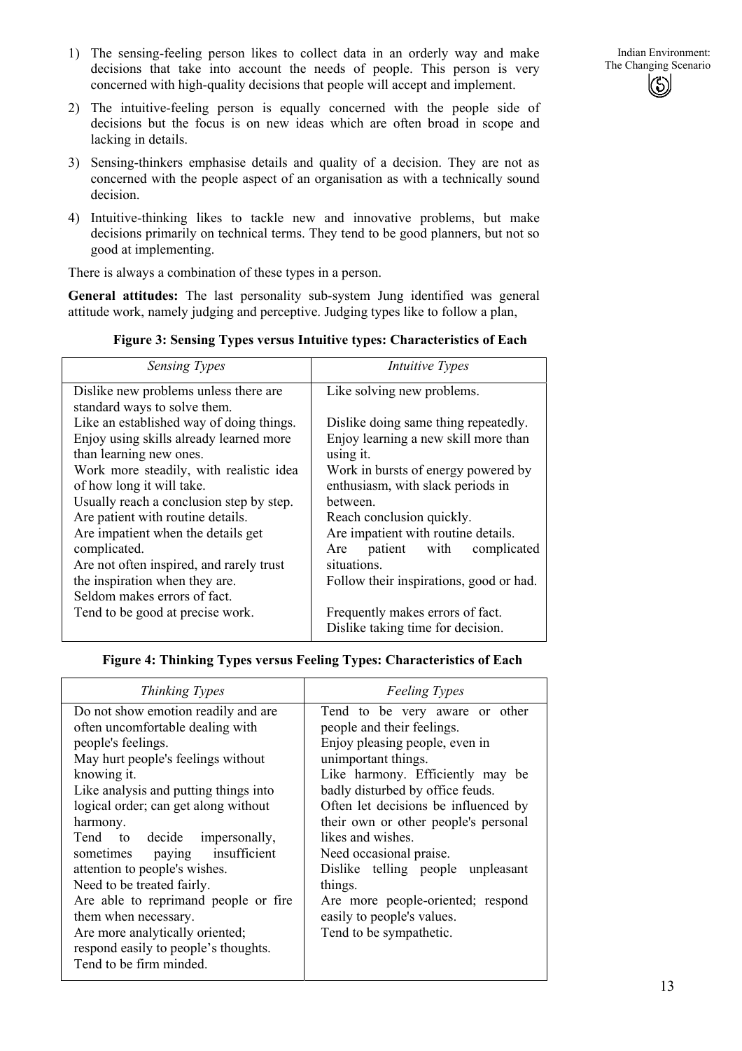1) The sensing-feeling person likes to collect data in an orderly way and make decisions that take into account the needs of people. This person is very concerned with high-quality decisions that people will accept and implement.

2) The intuitive-feeling person is equally concerned with the people side of decisions but the focus is on new ideas which are often broad in scope and lacking in details.

3) Sensing-thinkers emphasise details and quality of a decision. They are not as concerned with the people aspect of an organisation as with a technically sound decision.

4) Intuitive-thinking likes to tackle new and innovative problems, but make decisions primarily on technical terms. They tend to be good planners, but not so good at implementing.

There is always a combination of these types in a person.

**General attitudes:** The last personality sub-system Jung identified was general attitude work, namely judging and perceptive. Judging types like to follow a plan,

**Figure 3: Sensing Types versus Intuitive types: Characteristics of Each**

| *Sensing Types* | *Intuitive Types* |
|---|---|
| Dislike new problems unless there are standard ways to solve them. | Like solving new problems. |
| Like an established way of doing things. | Dislike doing same thing repeatedly. |
| Enjoy using skills already learned more than learning new ones. | Enjoy learning a new skill more than using it. |
| Work more steadily, with realistic idea of how long it will take. | Work in bursts of energy powered by enthusiasm, with slack periods in between. |
| Usually reach a conclusion step by step. | Reach conclusion quickly. |
| Are patient with routine details. | Are impatient with routine details. |
| Are impatient when the details get complicated. | Are patient with complicated situations. |
| Are not often inspired, and rarely trust the inspiration when they are. | Follow their inspirations, good or had. |
| Seldom makes errors of fact. | Frequently makes errors of fact. |
| Tend to be good at precise work. | Dislike taking time for decision. |

**Figure 4: Thinking Types versus Feeling Types: Characteristics of Each**

| *Thinking Types* | *Feeling Types* |
|---|---|
| Do not show emotion readily and are often uncomfortable dealing with people's feelings. | Tend to be very aware or other people and their feelings. |
| May hurt people's feelings without knowing it. | Enjoy pleasing people, even in unimportant things. |
| Like analysis and putting things into logical order; can get along without harmony. | Like harmony. Efficiently may be badly disturbed by office feuds. |
| Tend to decide impersonally, sometimes paying insufficient attention to people's wishes. | Often let decisions be influenced by their own or other people's personal likes and wishes. |
| Need to be treated fairly. | Need occasional praise. |
| Are able to reprimand people or fire them when necessary. | Dislike telling people unpleasant things. |
| Are more analytically oriented; respond easily to people's thoughts. | Are more people-oriented; respond easily to people's values. |
| Tend to be firm minded. | Tend to be sympathetic. |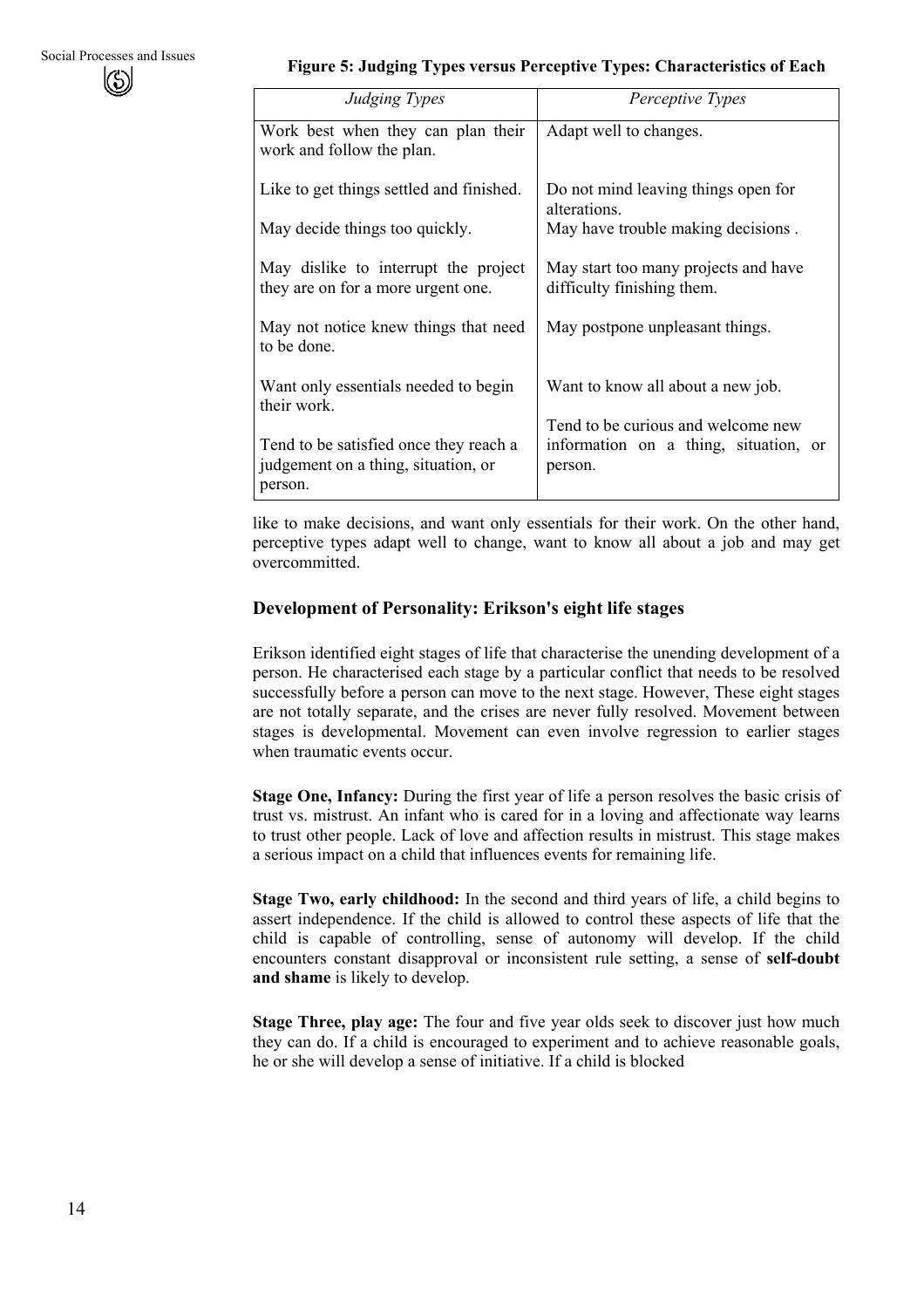**Figure 5: Judging Types versus Perceptive Types: Characteristics of Each**

| *Judging Types* | *Perceptive Types* |
|---|---|
| Work best when they can plan their work and follow the plan. | Adapt well to changes. |
| Like to get things settled and finished. | Do not mind leaving things open for alterations. |
| May decide things too quickly. | May have trouble making decisions . |
| May dislike to interrupt the project they are on for a more urgent one. | May start too many projects and have difficulty finishing them. |
| May not notice knew things that need to be done. | May postpone unpleasant things. |
| Want only essentials needed to begin their work. | Want to know all about a new job. |
| Tend to be satisfied once they reach a judgement on a thing, situation, or person. | Tend to be curious and welcome new information on a thing, situation, or person. |

like to make decisions, and want only essentials for their work. On the other hand, perceptive types adapt well to change, want to know all about a job and may get overcommitted.

## Development of Personality: Erikson's eight life stages

Erikson identified eight stages of life that characterise the unending development of a person. He characterised each stage by a particular conflict that needs to be resolved successfully before a person can move to the next stage. However, These eight stages are not totally separate, and the crises are never fully resolved. Movement between stages is developmental. Movement can even involve regression to earlier stages when traumatic events occur.

**Stage One, Infancy:** During the first year of life a person resolves the basic crisis of trust vs. mistrust. An infant who is cared for in a loving and affectionate way learns to trust other people. Lack of love and affection results in mistrust. This stage makes a serious impact on a child that influences events for remaining life.

**Stage Two, early childhood:** In the second and third years of life, a child begins to assert independence. If the child is allowed to control these aspects of life that the child is capable of controlling, sense of autonomy will develop. If the child encounters constant disapproval or inconsistent rule setting, a sense of **self-doubt and shame** is likely to develop.

**Stage Three, play age:** The four and five year olds seek to discover just how much they can do. If a child is encouraged to experiment and to achieve reasonable goals, he or she will develop a sense of initiative. If a child is blocked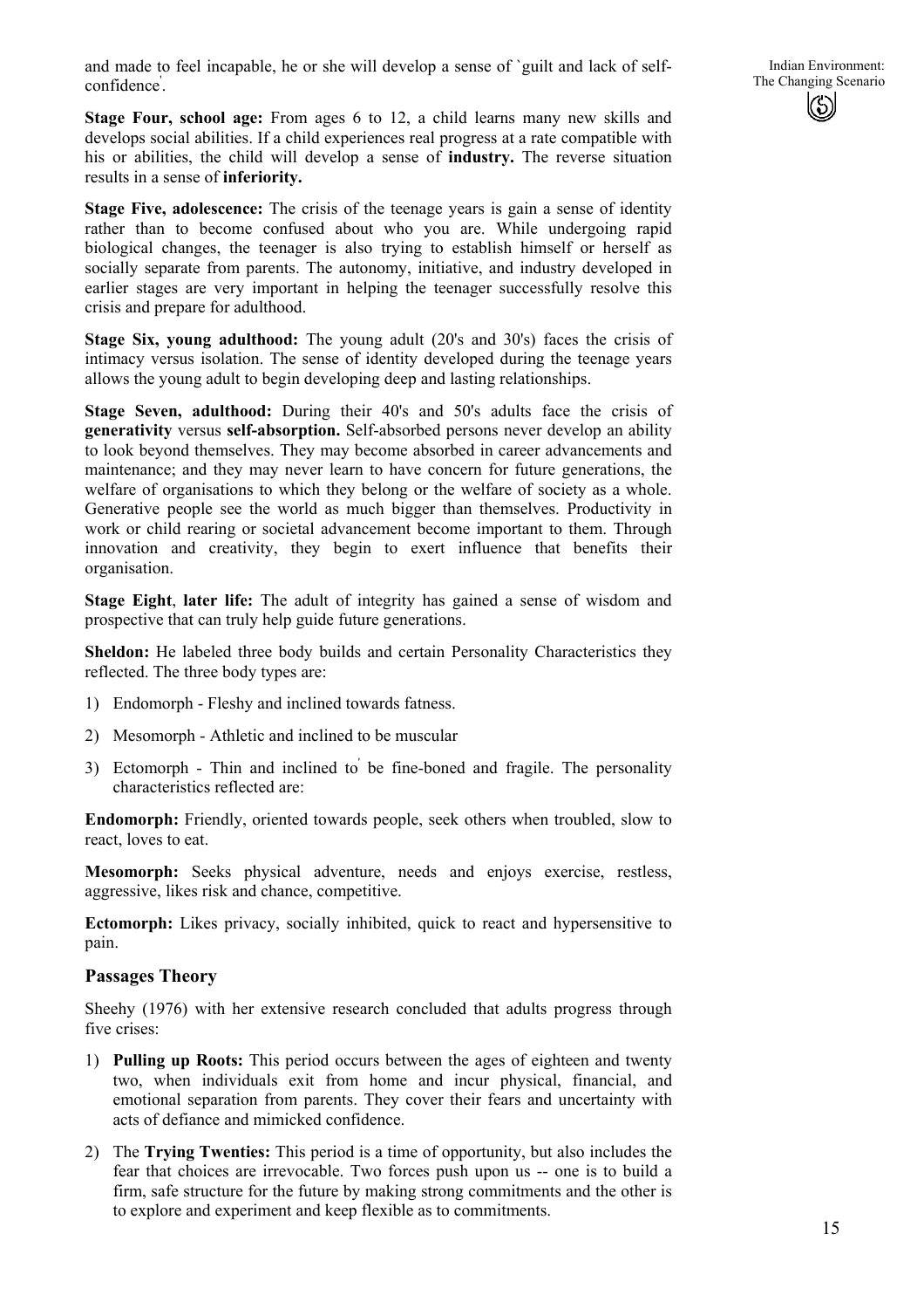and made to feel incapable, he or she will develop a sense of `guilt and lack of self-confidence'.

**Stage Four, school age:** From ages 6 to 12, a child learns many new skills and develops social abilities. If a child experiences real progress at a rate compatible with his or abilities, the child will develop a sense of **industry.** The reverse situation results in a sense of **inferiority.**

**Stage Five, adolescence:** The crisis of the teenage years is gain a sense of identity rather than to become confused about who you are. While undergoing rapid biological changes, the teenager is also trying to establish himself or herself as socially separate from parents. The autonomy, initiative, and industry developed in earlier stages are very important in helping the teenager successfully resolve this crisis and prepare for adulthood.

**Stage Six, young adulthood:** The young adult (20's and 30's) faces the crisis of intimacy versus isolation. The sense of identity developed during the teenage years allows the young adult to begin developing deep and lasting relationships.

**Stage Seven, adulthood:** During their 40's and 50's adults face the crisis of **generativity** versus **self-absorption.** Self-absorbed persons never develop an ability to look beyond themselves. They may become absorbed in career advancements and maintenance; and they may never learn to have concern for future generations, the welfare of organisations to which they belong or the welfare of society as a whole. Generative people see the world as much bigger than themselves. Productivity in work or child rearing or societal advancement become important to them. Through innovation and creativity, they begin to exert influence that benefits their organisation.

**Stage Eight**, **later life:** The adult of integrity has gained a sense of wisdom and prospective that can truly help guide future generations.

**Sheldon:** He labeled three body builds and certain Personality Characteristics they reflected. The three body types are:

1) Endomorph - Fleshy and inclined towards fatness.
2) Mesomorph - Athletic and inclined to be muscular
3) Ectomorph - Thin and inclined to' be fine-boned and fragile. The personality characteristics reflected are:

**Endomorph:** Friendly, oriented towards people, seek others when troubled, slow to react, loves to eat.

**Mesomorph:** Seeks physical adventure, needs and enjoys exercise, restless, aggressive, likes risk and chance, competitive.

**Ectomorph:** Likes privacy, socially inhibited, quick to react and hypersensitive to pain.

### Passages Theory

Sheehy (1976) with her extensive research concluded that adults progress through five crises:

1) **Pulling up Roots:** This period occurs between the ages of eighteen and twenty two, when individuals exit from home and incur physical, financial, and emotional separation from parents. They cover their fears and uncertainty with acts of defiance and mimicked confidence.
2) The **Trying Twenties:** This period is a time of opportunity, but also includes the fear that choices are irrevocable. Two forces push upon us -- one is to build a firm, safe structure for the future by making strong commitments and the other is to explore and experiment and keep flexible as to commitments.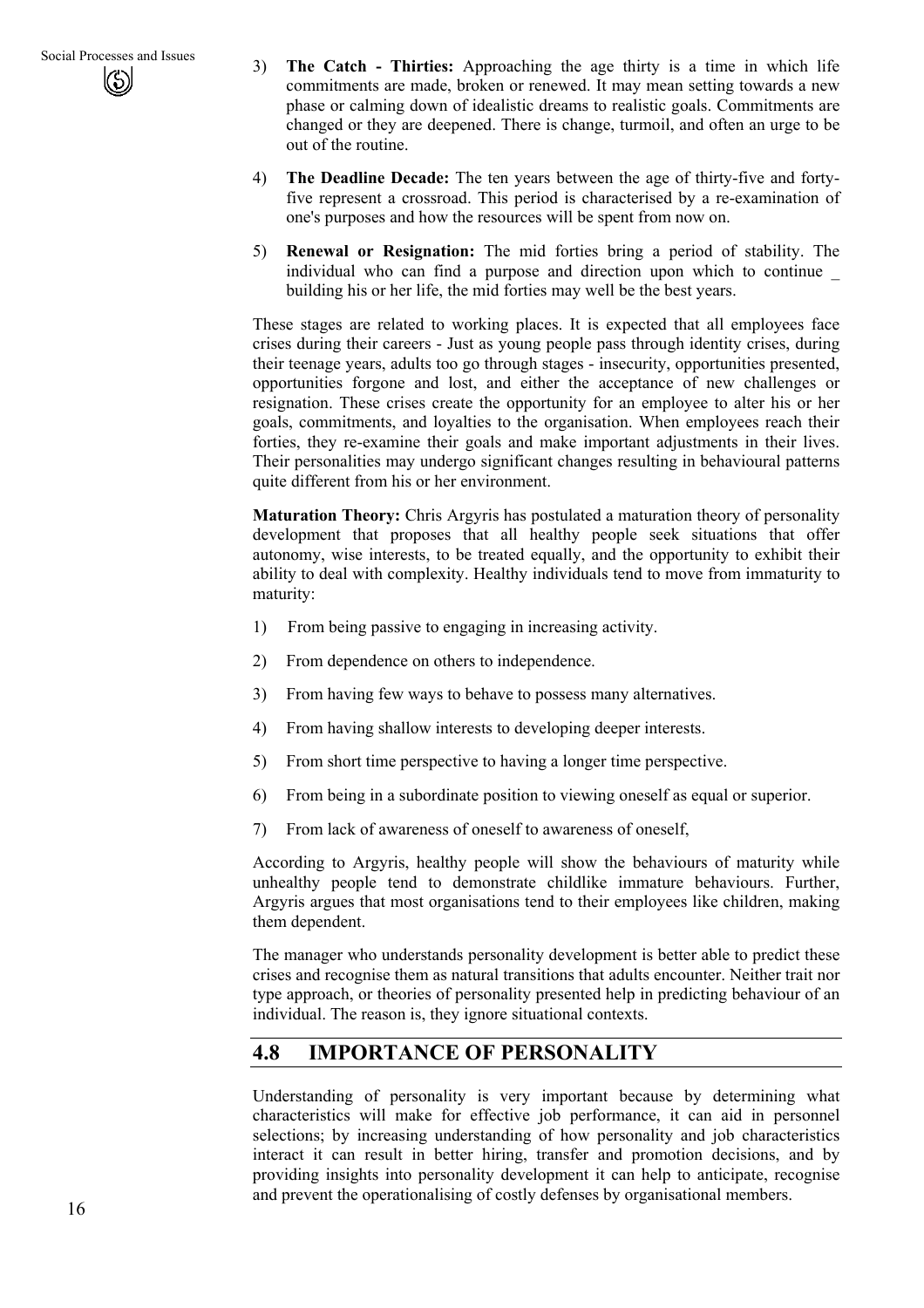3) **The Catch - Thirties:** Approaching the age thirty is a time in which life commitments are made, broken or renewed. It may mean setting towards a new phase or calming down of idealistic dreams to realistic goals. Commitments are changed or they are deepened. There is change, turmoil, and often an urge to be out of the routine.

4) **The Deadline Decade:** The ten years between the age of thirty-five and forty-five represent a crossroad. This period is characterised by a re-examination of one's purposes and how the resources will be spent from now on.

5) **Renewal or Resignation:** The mid forties bring a period of stability. The individual who can find a purpose and direction upon which to continue _ building his or her life, the mid forties may well be the best years.

These stages are related to working places. It is expected that all employees face crises during their careers - Just as young people pass through identity crises, during their teenage years, adults too go through stages - insecurity, opportunities presented, opportunities forgone and lost, and either the acceptance of new challenges or resignation. These crises create the opportunity for an employee to alter his or her goals, commitments, and loyalties to the organisation. When employees reach their forties, they re-examine their goals and make important adjustments in their lives. Their personalities may undergo significant changes resulting in behavioural patterns quite different from his or her environment.

**Maturation Theory:** Chris Argyris has postulated a maturation theory of personality development that proposes that all healthy people seek situations that offer autonomy, wise interests, to be treated equally, and the opportunity to exhibit their ability to deal with complexity. Healthy individuals tend to move from immaturity to maturity:

1) From being passive to engaging in increasing activity.

2) From dependence on others to independence.

3) From having few ways to behave to possess many alternatives.

4) From having shallow interests to developing deeper interests.

5) From short time perspective to having a longer time perspective.

6) From being in a subordinate position to viewing oneself as equal or superior.

7) From lack of awareness of oneself to awareness of oneself,

According to Argyris, healthy people will show the behaviours of maturity while unhealthy people tend to demonstrate childlike immature behaviours. Further, Argyris argues that most organisations tend to their employees like children, making them dependent.

The manager who understands personality development is better able to predict these crises and recognise them as natural transitions that adults encounter. Neither trait nor type approach, or theories of personality presented help in predicting behaviour of an individual. The reason is, they ignore situational contexts.

## 4.8 IMPORTANCE OF PERSONALITY

Understanding of personality is very important because by determining what characteristics will make for effective job performance, it can aid in personnel selections; by increasing understanding of how personality and job characteristics interact it can result in better hiring, transfer and promotion decisions, and by providing insights into personality development it can help to anticipate, recognise and prevent the operationalising of costly defenses by organisational members.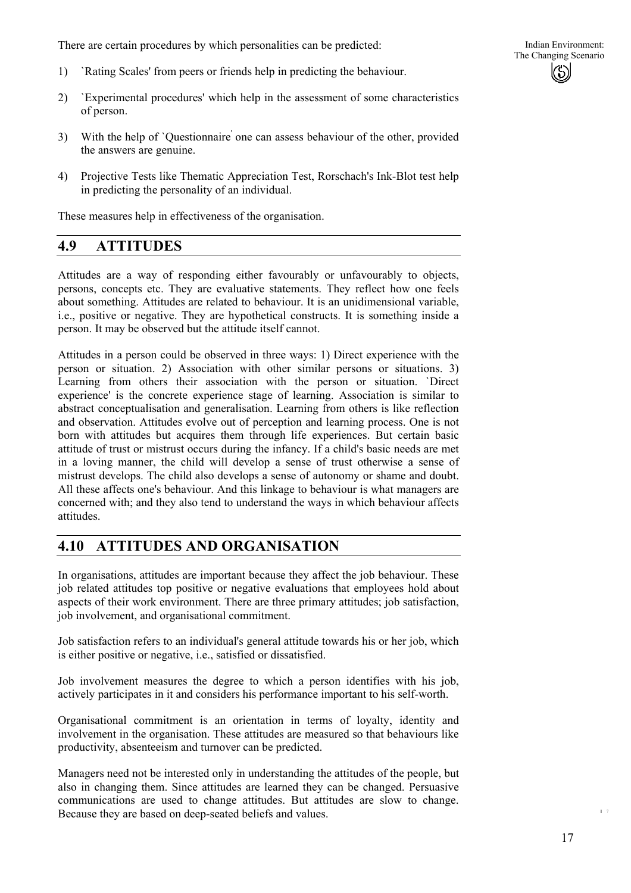There are certain procedures by which personalities can be predicted:

1) `Rating Scales' from peers or friends help in predicting the behaviour.

2) `Experimental procedures' which help in the assessment of some characteristics of person.

3) With the help of `Questionnaire' one can assess behaviour of the other, provided the answers are genuine.

4) Projective Tests like Thematic Appreciation Test, Rorschach's Ink-Blot test help in predicting the personality of an individual.

These measures help in effectiveness of the organisation.

## 4.9 ATTITUDES

Attitudes are a way of responding either favourably or unfavourably to objects, persons, concepts etc. They are evaluative statements. They reflect how one feels about something. Attitudes are related to behaviour. It is an unidimensional variable, i.e., positive or negative. They are hypothetical constructs. It is something inside a person. It may be observed but the attitude itself cannot.

Attitudes in a person could be observed in three ways: 1) Direct experience with the person or situation. 2) Association with other similar persons or situations. 3) Learning from others their association with the person or situation. `Direct experience' is the concrete experience stage of learning. Association is similar to abstract conceptualisation and generalisation. Learning from others is like reflection and observation. Attitudes evolve out of perception and learning process. One is not born with attitudes but acquires them through life experiences. But certain basic attitude of trust or mistrust occurs during the infancy. If a child's basic needs are met in a loving manner, the child will develop a sense of trust otherwise a sense of mistrust develops. The child also develops a sense of autonomy or shame and doubt. All these affects one's behaviour. And this linkage to behaviour is what managers are concerned with; and they also tend to understand the ways in which behaviour affects attitudes.

## 4.10 ATTITUDES AND ORGANISATION

In organisations, attitudes are important because they affect the job behaviour. These job related attitudes top positive or negative evaluations that employees hold about aspects of their work environment. There are three primary attitudes; job satisfaction, job involvement, and organisational commitment.

Job satisfaction refers to an individual's general attitude towards his or her job, which is either positive or negative, i.e., satisfied or dissatisfied.

Job involvement measures the degree to which a person identifies with his job, actively participates in it and considers his performance important to his self-worth.

Organisational commitment is an orientation in terms of loyalty, identity and involvement in the organisation. These attitudes are measured so that behaviours like productivity, absenteeism and turnover can be predicted.

Managers need not be interested only in understanding the attitudes of the people, but also in changing them. Since attitudes are learned they can be changed. Persuasive communications are used to change attitudes. But attitudes are slow to change. Because they are based on deep-seated beliefs and values.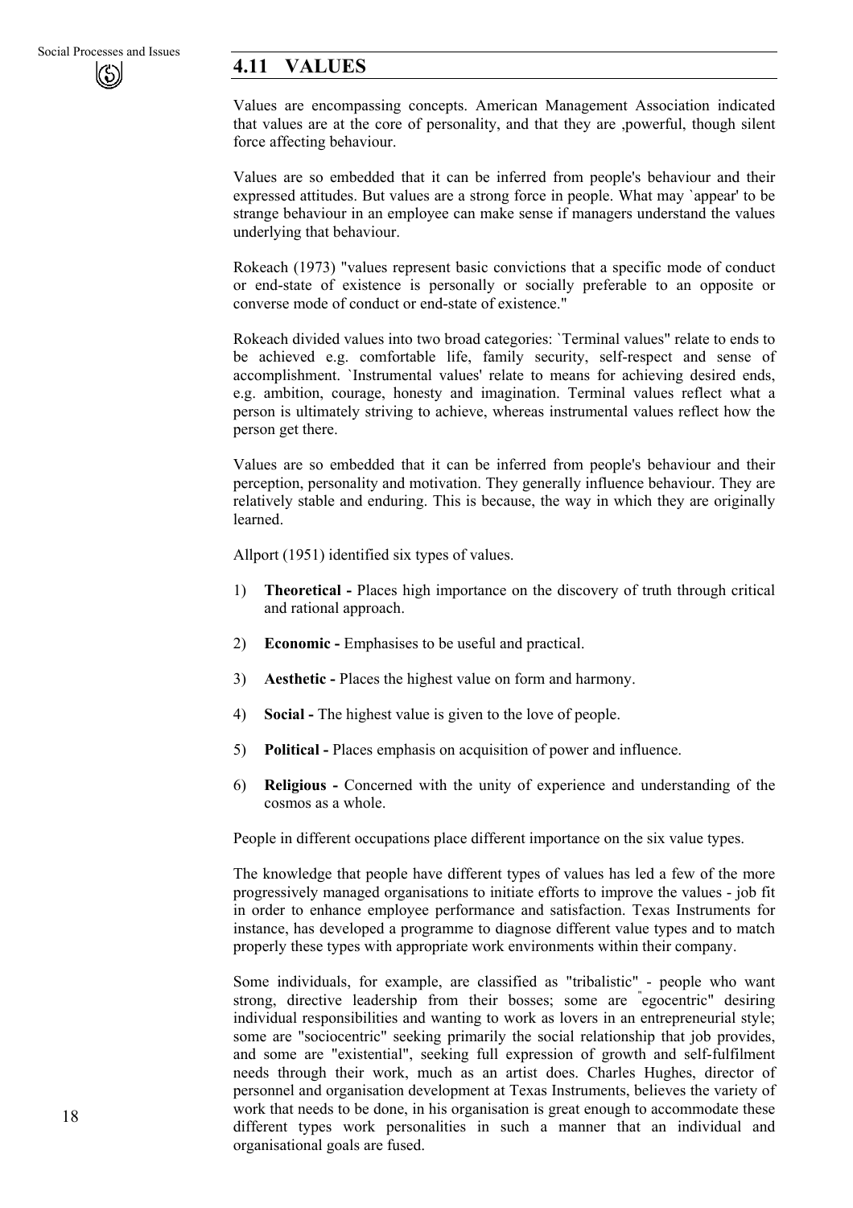## 4.11 VALUES

Values are encompassing concepts. American Management Association indicated that values are at the core of personality, and that they are ,powerful, though silent force affecting behaviour.

Values are so embedded that it can be inferred from people's behaviour and their expressed attitudes. But values are a strong force in people. What may `appear' to be strange behaviour in an employee can make sense if managers understand the values underlying that behaviour.

Rokeach (1973) "values represent basic convictions that a specific mode of conduct or end-state of existence is personally or socially preferable to an opposite or converse mode of conduct or end-state of existence."

Rokeach divided values into two broad categories: `Terminal values" relate to ends to be achieved e.g. comfortable life, family security, self-respect and sense of accomplishment. `Instrumental values' relate to means for achieving desired ends, e.g. ambition, courage, honesty and imagination. Terminal values reflect what a person is ultimately striving to achieve, whereas instrumental values reflect how the person get there.

Values are so embedded that it can be inferred from people's behaviour and their perception, personality and motivation. They generally influence behaviour. They are relatively stable and enduring. This is because, the way in which they are originally learned.

Allport (1951) identified six types of values.

1) **Theoretical -** Places high importance on the discovery of truth through critical and rational approach.

2) **Economic -** Emphasises to be useful and practical.

3) **Aesthetic -** Places the highest value on form and harmony.

4) **Social -** The highest value is given to the love of people.

5) **Political -** Places emphasis on acquisition of power and influence.

6) **Religious -** Concerned with the unity of experience and understanding of the cosmos as a whole.

People in different occupations place different importance on the six value types.

The knowledge that people have different types of values has led a few of the more progressively managed organisations to initiate efforts to improve the values - job fit in order to enhance employee performance and satisfaction. Texas Instruments for instance, has developed a programme to diagnose different value types and to match properly these types with appropriate work environments within their company.

Some individuals, for example, are classified as "tribalistic" - people who want strong, directive leadership from their bosses; some are "egocentric" desiring individual responsibilities and wanting to work as lovers in an entrepreneurial style; some are "sociocentric" seeking primarily the social relationship that job provides, and some are "existential", seeking full expression of growth and self-fulfilment needs through their work, much as an artist does. Charles Hughes, director of personnel and organisation development at Texas Instruments, believes the variety of work that needs to be done, in his organisation is great enough to accommodate these different types work personalities in such a manner that an individual and organisational goals are fused.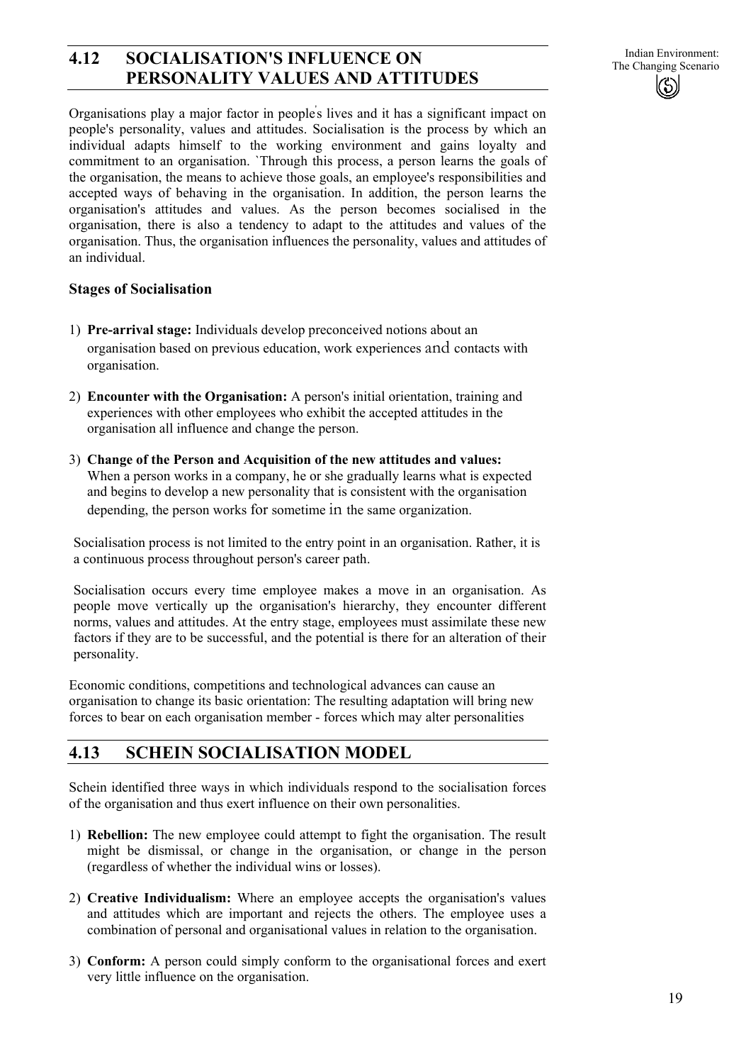## 4.12 SOCIALISATION'S INFLUENCE ON PERSONALITY VALUES AND ATTITUDES

Organisations play a major factor in people's lives and it has a significant impact on people's personality, values and attitudes. Socialisation is the process by which an individual adapts himself to the working environment and gains loyalty and commitment to an organisation. `Through this process, a person learns the goals of the organisation, the means to achieve those goals, an employee's responsibilities and accepted ways of behaving in the organisation. In addition, the person learns the organisation's attitudes and values. As the person becomes socialised in the organisation, there is also a tendency to adapt to the attitudes and values of the organisation. Thus, the organisation influences the personality, values and attitudes of an individual.

**Stages of Socialisation**

1) **Pre-arrival stage:** Individuals develop preconceived notions about an organisation based on previous education, work experiences and contacts with organisation.

2) **Encounter with the Organisation:** A person's initial orientation, training and experiences with other employees who exhibit the accepted attitudes in the organisation all influence and change the person.

3) **Change of the Person and Acquisition of the new attitudes and values:** When a person works in a company, he or she gradually learns what is expected and begins to develop a new personality that is consistent with the organisation depending, the person works for sometime in the same organization.

Socialisation process is not limited to the entry point in an organisation. Rather, it is a continuous process throughout person's career path.

Socialisation occurs every time employee makes a move in an organisation. As people move vertically up the organisation's hierarchy, they encounter different norms, values and attitudes. At the entry stage, employees must assimilate these new factors if they are to be successful, and the potential is there for an alteration of their personality.

Economic conditions, competitions and technological advances can cause an organisation to change its basic orientation: The resulting adaptation will bring new forces to bear on each organisation member - forces which may alter personalities

## 4.13 SCHEIN SOCIALISATION MODEL

Schein identified three ways in which individuals respond to the socialisation forces of the organisation and thus exert influence on their own personalities.

1) **Rebellion:** The new employee could attempt to fight the organisation. The result might be dismissal, or change in the organisation, or change in the person (regardless of whether the individual wins or losses).

2) **Creative Individualism:** Where an employee accepts the organisation's values and attitudes which are important and rejects the others. The employee uses a combination of personal and organisational values in relation to the organisation.

3) **Conform:** A person could simply conform to the organisational forces and exert very little influence on the organisation.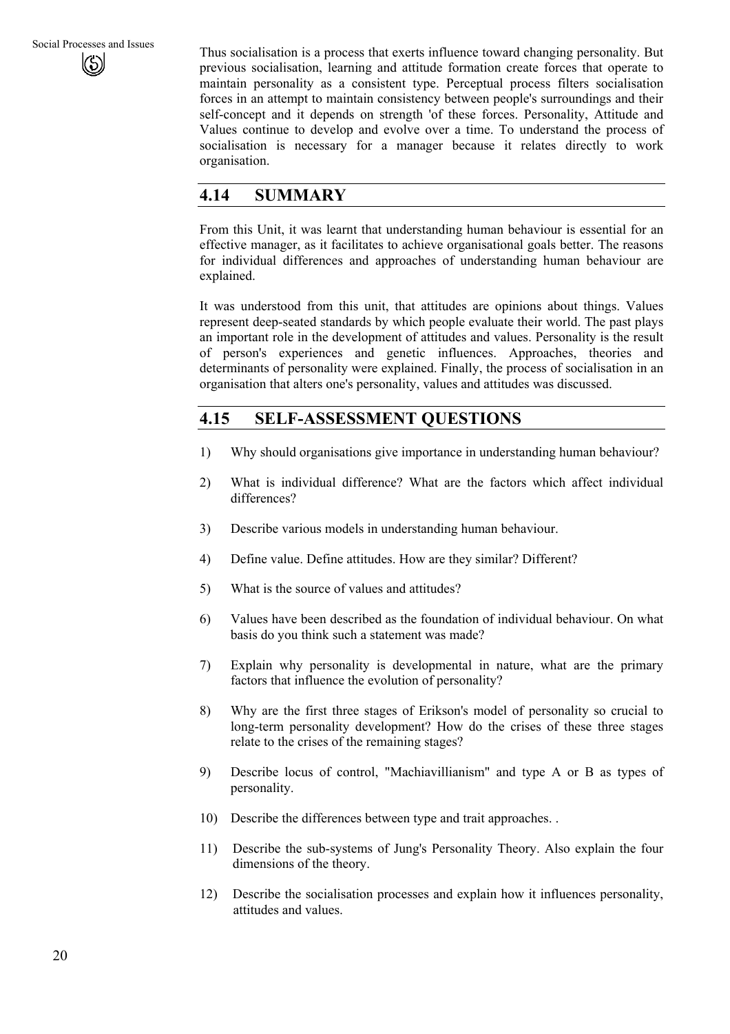Thus socialisation is a process that exerts influence toward changing personality. But previous socialisation, learning and attitude formation create forces that operate to maintain personality as a consistent type. Perceptual process filters socialisation forces in an attempt to maintain consistency between people's surroundings and their self-concept and it depends on strength 'of these forces. Personality, Attitude and Values continue to develop and evolve over a time. To understand the process of socialisation is necessary for a manager because it relates directly to work organisation.

## 4.14 SUMMARY

From this Unit, it was learnt that understanding human behaviour is essential for an effective manager, as it facilitates to achieve organisational goals better. The reasons for individual differences and approaches of understanding human behaviour are explained.

It was understood from this unit, that attitudes are opinions about things. Values represent deep-seated standards by which people evaluate their world. The past plays an important role in the development of attitudes and values. Personality is the result of person's experiences and genetic influences. Approaches, theories and determinants of personality were explained. Finally, the process of socialisation in an organisation that alters one's personality, values and attitudes was discussed.

## 4.15 SELF-ASSESSMENT QUESTIONS

1) Why should organisations give importance in understanding human behaviour?

2) What is individual difference? What are the factors which affect individual differences?

3) Describe various models in understanding human behaviour.

4) Define value. Define attitudes. How are they similar? Different?

5) What is the source of values and attitudes?

6) Values have been described as the foundation of individual behaviour. On what basis do you think such a statement was made?

7) Explain why personality is developmental in nature, what are the primary factors that influence the evolution of personality?

8) Why are the first three stages of Erikson's model of personality so crucial to long-term personality development? How do the crises of these three stages relate to the crises of the remaining stages?

9) Describe locus of control, "Machiavillianism" and type A or B as types of personality.

10) Describe the differences between type and trait approaches. .

11) Describe the sub-systems of Jung's Personality Theory. Also explain the four dimensions of the theory.

12) Describe the socialisation processes and explain how it influences personality, attitudes and values.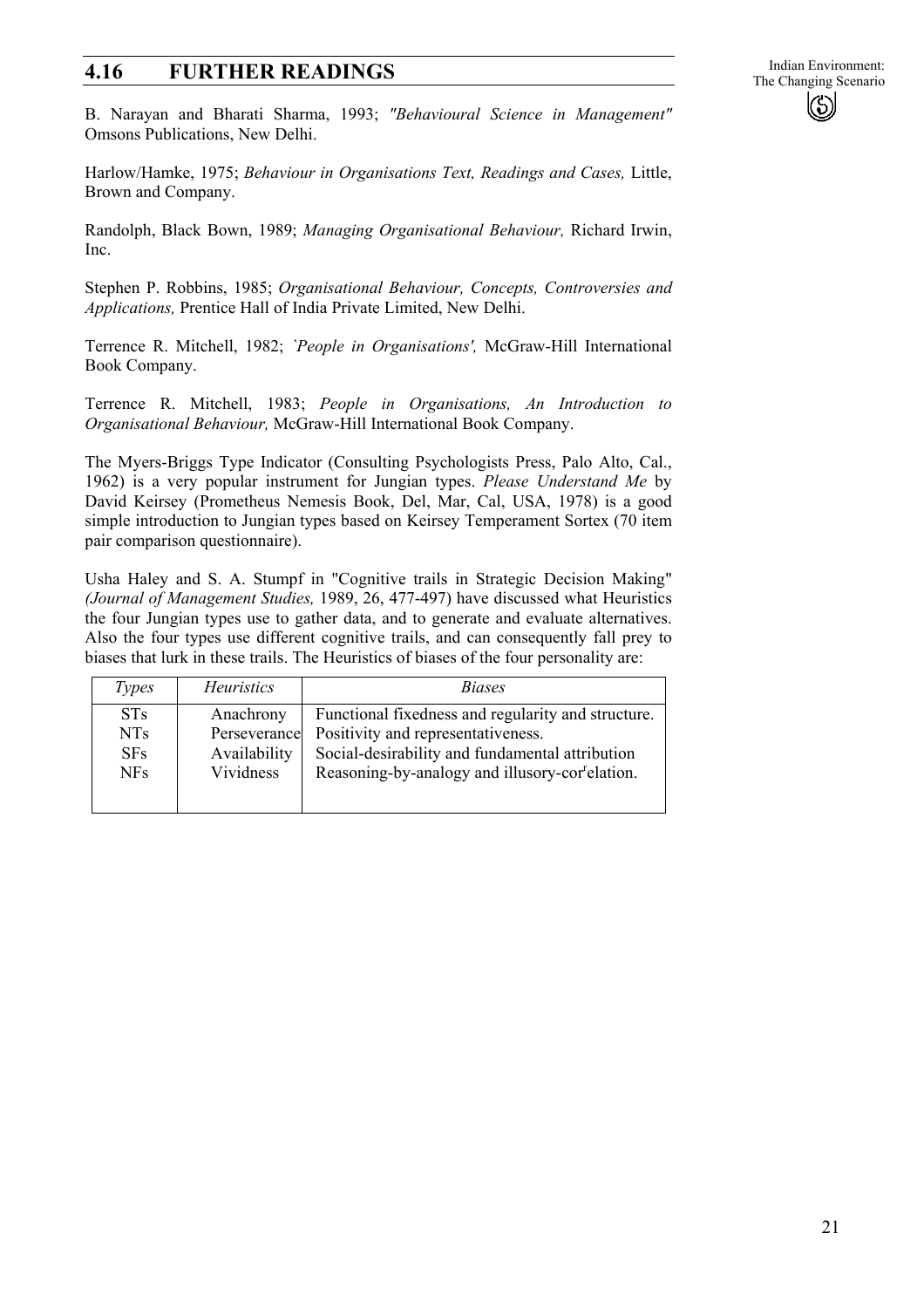## 4.16 FURTHER READINGS

B. Narayan and Bharati Sharma, 1993; *"Behavioural Science in Management"* Omsons Publications, New Delhi.

Harlow/Hamke, 1975; *Behaviour in Organisations Text, Readings and Cases,* Little, Brown and Company.

Randolph, Black Bown, 1989; *Managing Organisational Behaviour,* Richard Irwin, Inc.

Stephen P. Robbins, 1985; *Organisational Behaviour, Concepts, Controversies and Applications,* Prentice Hall of India Private Limited, New Delhi.

Terrence R. Mitchell, 1982; *`People in Organisations',* McGraw-Hill International Book Company.

Terrence R. Mitchell, 1983; *People in Organisations, An Introduction to Organisational Behaviour,* McGraw-Hill International Book Company.

The Myers-Briggs Type Indicator (Consulting Psychologists Press, Palo Alto, Cal., 1962) is a very popular instrument for Jungian types. *Please Understand Me* by David Keirsey (Prometheus Nemesis Book, Del, Mar, Cal, USA, 1978) is a good simple introduction to Jungian types based on Keirsey Temperament Sortex (70 item pair comparison questionnaire).

Usha Haley and S. A. Stumpf in "Cognitive trails in Strategic Decision Making" *(Journal of Management Studies,* 1989, 26, 477-497) have discussed what Heuristics the four Jungian types use to gather data, and to generate and evaluate alternatives. Also the four types use different cognitive trails, and can consequently fall prey to biases that lurk in these trails. The Heuristics of biases of the four personality are:

| *Types* | *Heuristics* | *Biases* |
|---|---|---|
| STs | Anachrony | Functional fixedness and regularity and structure. |
| NTs | Perseverance | Positivity and representativeness. |
| SFs | Availability | Social-desirability and fundamental attribution |
| NFs | Vividness | Reasoning-by-analogy and illusory-cor'elation. |